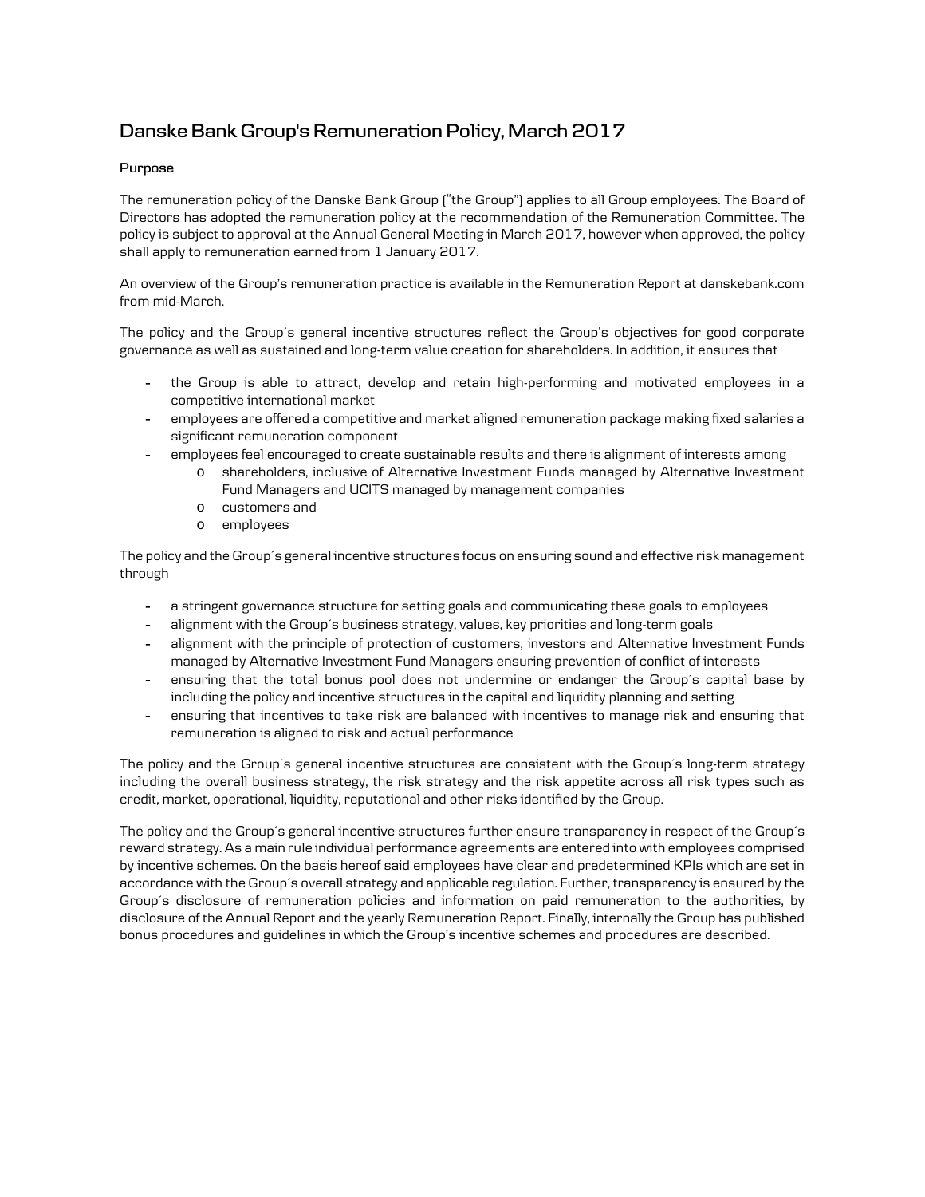# Danske Bank Group's Remuneration Policy, March 2017

**Purpose**

The remuneration policy of the Danske Bank Group ("the Group") applies to all Group employees. The Board of Directors has adopted the remuneration policy at the recommendation of the Remuneration Committee. The policy is subject to approval at the Annual General Meeting in March 2017, however when approved, the policy shall apply to remuneration earned from 1 January 2017.

An overview of the Group's remuneration practice is available in the Remuneration Report at danskebank.com from mid-March.

The policy and the Group´s general incentive structures reflect the Group's objectives for good corporate governance as well as sustained and long-term value creation for shareholders. In addition, it ensures that

- the Group is able to attract, develop and retain high-performing and motivated employees in a competitive international market
- employees are offered a competitive and market aligned remuneration package making fixed salaries a significant remuneration component
- employees feel encouraged to create sustainable results and there is alignment of interests among
    - shareholders, inclusive of Alternative Investment Funds managed by Alternative Investment Fund Managers and UCITS managed by management companies
    - customers and
    - employees

The policy and the Group´s general incentive structures focus on ensuring sound and effective risk management through

- a stringent governance structure for setting goals and communicating these goals to employees
- alignment with the Group´s business strategy, values, key priorities and long-term goals
- alignment with the principle of protection of customers, investors and Alternative Investment Funds managed by Alternative Investment Fund Managers ensuring prevention of conflict of interests
- ensuring that the total bonus pool does not undermine or endanger the Group´s capital base by including the policy and incentive structures in the capital and liquidity planning and setting
- ensuring that incentives to take risk are balanced with incentives to manage risk and ensuring that remuneration is aligned to risk and actual performance

The policy and the Group´s general incentive structures are consistent with the Group´s long-term strategy including the overall business strategy, the risk strategy and the risk appetite across all risk types such as credit, market, operational, liquidity, reputational and other risks identified by the Group.

The policy and the Group´s general incentive structures further ensure transparency in respect of the Group´s reward strategy. As a main rule individual performance agreements are entered into with employees comprised by incentive schemes. On the basis hereof said employees have clear and predetermined KPIs which are set in accordance with the Group´s overall strategy and applicable regulation. Further, transparency is ensured by the Group´s disclosure of remuneration policies and information on paid remuneration to the authorities, by disclosure of the Annual Report and the yearly Remuneration Report. Finally, internally the Group has published bonus procedures and guidelines in which the Group's incentive schemes and procedures are described.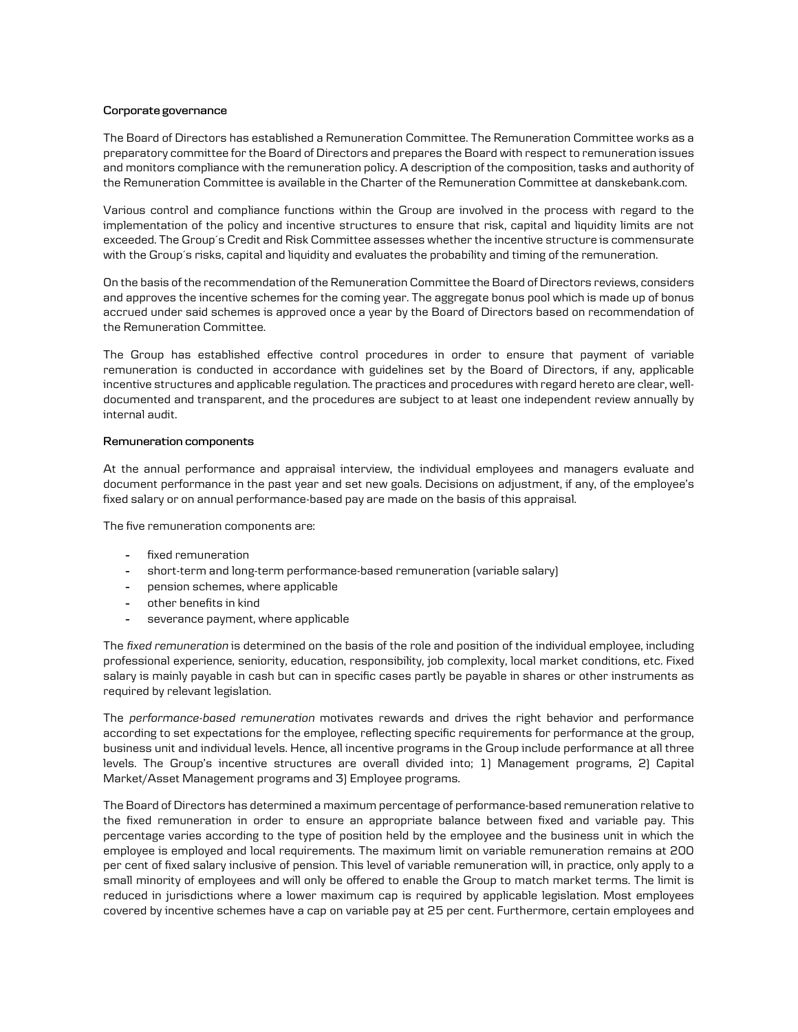**Corporate governance**

The Board of Directors has established a Remuneration Committee. The Remuneration Committee works as a preparatory committee for the Board of Directors and prepares the Board with respect to remuneration issues and monitors compliance with the remuneration policy. A description of the composition, tasks and authority of the Remuneration Committee is available in the Charter of the Remuneration Committee at danskebank.com.

Various control and compliance functions within the Group are involved in the process with regard to the implementation of the policy and incentive structures to ensure that risk, capital and liquidity limits are not exceeded. The Group´s Credit and Risk Committee assesses whether the incentive structure is commensurate with the Group´s risks, capital and liquidity and evaluates the probability and timing of the remuneration.

On the basis of the recommendation of the Remuneration Committee the Board of Directors reviews, considers and approves the incentive schemes for the coming year. The aggregate bonus pool which is made up of bonus accrued under said schemes is approved once a year by the Board of Directors based on recommendation of the Remuneration Committee.

The Group has established effective control procedures in order to ensure that payment of variable remuneration is conducted in accordance with guidelines set by the Board of Directors, if any, applicable incentive structures and applicable regulation. The practices and procedures with regard hereto are clear, well-documented and transparent, and the procedures are subject to at least one independent review annually by internal audit.

**Remuneration components**

At the annual performance and appraisal interview, the individual employees and managers evaluate and document performance in the past year and set new goals. Decisions on adjustment, if any, of the employee's fixed salary or on annual performance-based pay are made on the basis of this appraisal.

The five remuneration components are:

- fixed remuneration
- short-term and long-term performance-based remuneration (variable salary)
- pension schemes, where applicable
- other benefits in kind
- severance payment, where applicable

The *fixed remuneration* is determined on the basis of the role and position of the individual employee, including professional experience, seniority, education, responsibility, job complexity, local market conditions, etc. Fixed salary is mainly payable in cash but can in specific cases partly be payable in shares or other instruments as required by relevant legislation.

The *performance-based remuneration* motivates rewards and drives the right behavior and performance according to set expectations for the employee, reflecting specific requirements for performance at the group, business unit and individual levels. Hence, all incentive programs in the Group include performance at all three levels. The Group's incentive structures are overall divided into; 1) Management programs, 2) Capital Market/Asset Management programs and 3) Employee programs.

The Board of Directors has determined a maximum percentage of performance-based remuneration relative to the fixed remuneration in order to ensure an appropriate balance between fixed and variable pay. This percentage varies according to the type of position held by the employee and the business unit in which the employee is employed and local requirements. The maximum limit on variable remuneration remains at 200 per cent of fixed salary inclusive of pension. This level of variable remuneration will, in practice, only apply to a small minority of employees and will only be offered to enable the Group to match market terms. The limit is reduced in jurisdictions where a lower maximum cap is required by applicable legislation. Most employees covered by incentive schemes have a cap on variable pay at 25 per cent. Furthermore, certain employees and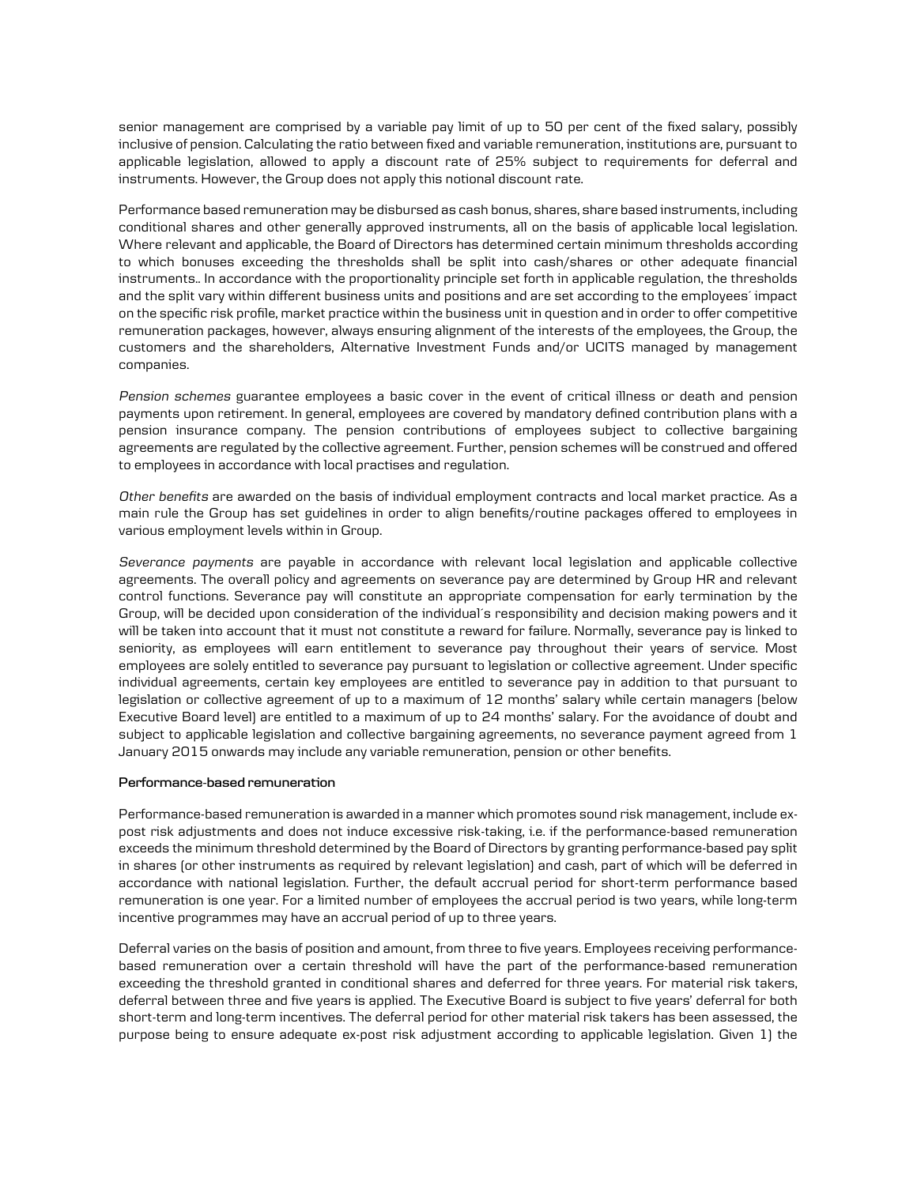senior management are comprised by a variable pay limit of up to 50 per cent of the fixed salary, possibly inclusive of pension. Calculating the ratio between fixed and variable remuneration, institutions are, pursuant to applicable legislation, allowed to apply a discount rate of 25% subject to requirements for deferral and instruments. However, the Group does not apply this notional discount rate.

Performance based remuneration may be disbursed as cash bonus, shares, share based instruments, including conditional shares and other generally approved instruments, all on the basis of applicable local legislation. Where relevant and applicable, the Board of Directors has determined certain minimum thresholds according to which bonuses exceeding the thresholds shall be split into cash/shares or other adequate financial instruments.. In accordance with the proportionality principle set forth in applicable regulation, the thresholds and the split vary within different business units and positions and are set according to the employees´ impact on the specific risk profile, market practice within the business unit in question and in order to offer competitive remuneration packages, however, always ensuring alignment of the interests of the employees, the Group, the customers and the shareholders, Alternative Investment Funds and/or UCITS managed by management companies.

*Pension schemes* guarantee employees a basic cover in the event of critical illness or death and pension payments upon retirement. In general, employees are covered by mandatory defined contribution plans with a pension insurance company. The pension contributions of employees subject to collective bargaining agreements are regulated by the collective agreement. Further, pension schemes will be construed and offered to employees in accordance with local practises and regulation.

*Other benefits* are awarded on the basis of individual employment contracts and local market practice. As a main rule the Group has set guidelines in order to align benefits/routine packages offered to employees in various employment levels within in Group.

*Severance payments* are payable in accordance with relevant local legislation and applicable collective agreements. The overall policy and agreements on severance pay are determined by Group HR and relevant control functions. Severance pay will constitute an appropriate compensation for early termination by the Group, will be decided upon consideration of the individual´s responsibility and decision making powers and it will be taken into account that it must not constitute a reward for failure. Normally, severance pay is linked to seniority, as employees will earn entitlement to severance pay throughout their years of service. Most employees are solely entitled to severance pay pursuant to legislation or collective agreement. Under specific individual agreements, certain key employees are entitled to severance pay in addition to that pursuant to legislation or collective agreement of up to a maximum of 12 months' salary while certain managers (below Executive Board level) are entitled to a maximum of up to 24 months' salary. For the avoidance of doubt and subject to applicable legislation and collective bargaining agreements, no severance payment agreed from 1 January 2015 onwards may include any variable remuneration, pension or other benefits.

**Performance-based remuneration**

Performance-based remuneration is awarded in a manner which promotes sound risk management, include ex-post risk adjustments and does not induce excessive risk-taking, i.e. if the performance-based remuneration exceeds the minimum threshold determined by the Board of Directors by granting performance-based pay split in shares (or other instruments as required by relevant legislation) and cash, part of which will be deferred in accordance with national legislation. Further, the default accrual period for short-term performance based remuneration is one year. For a limited number of employees the accrual period is two years, while long-term incentive programmes may have an accrual period of up to three years.

Deferral varies on the basis of position and amount, from three to five years. Employees receiving performance-based remuneration over a certain threshold will have the part of the performance-based remuneration exceeding the threshold granted in conditional shares and deferred for three years. For material risk takers, deferral between three and five years is applied. The Executive Board is subject to five years' deferral for both short-term and long-term incentives. The deferral period for other material risk takers has been assessed, the purpose being to ensure adequate ex-post risk adjustment according to applicable legislation. Given 1) the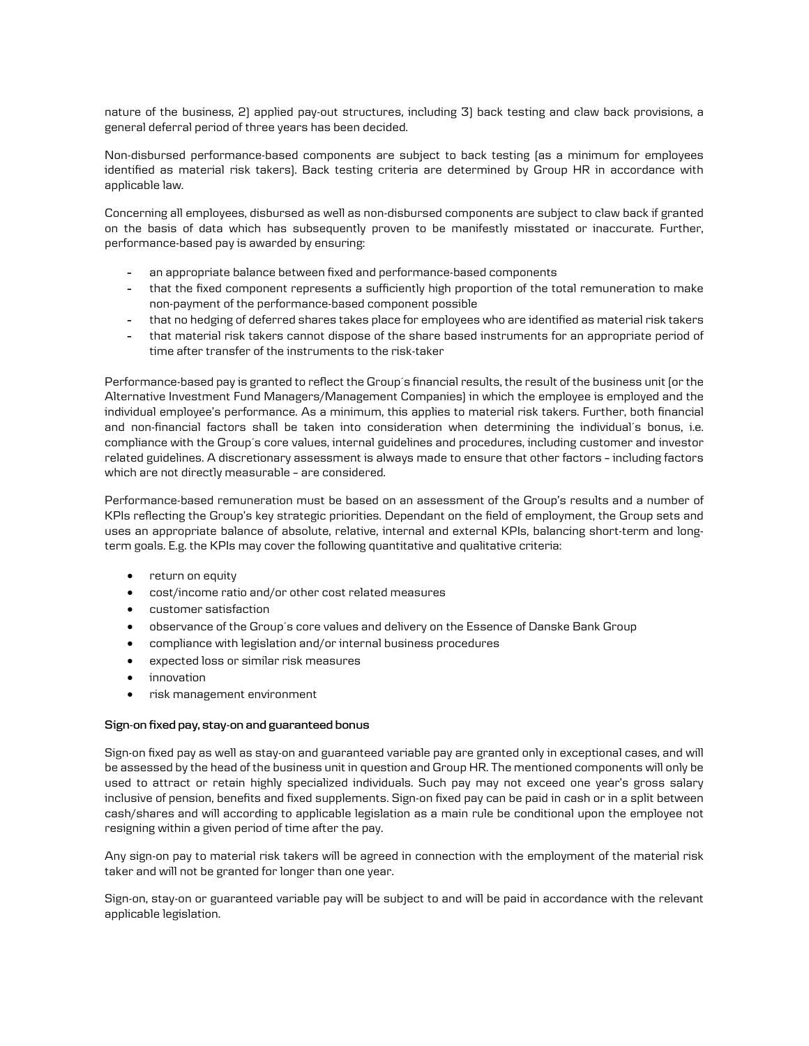nature of the business, 2) applied pay-out structures, including 3) back testing and claw back provisions, a general deferral period of three years has been decided.

Non-disbursed performance-based components are subject to back testing (as a minimum for employees identified as material risk takers). Back testing criteria are determined by Group HR in accordance with applicable law.

Concerning all employees, disbursed as well as non-disbursed components are subject to claw back if granted on the basis of data which has subsequently proven to be manifestly misstated or inaccurate. Further, performance-based pay is awarded by ensuring:

- an appropriate balance between fixed and performance-based components
- that the fixed component represents a sufficiently high proportion of the total remuneration to make non-payment of the performance-based component possible
- that no hedging of deferred shares takes place for employees who are identified as material risk takers
- that material risk takers cannot dispose of the share based instruments for an appropriate period of time after transfer of the instruments to the risk-taker

Performance-based pay is granted to reflect the Group´s financial results, the result of the business unit (or the Alternative Investment Fund Managers/Management Companies) in which the employee is employed and the individual employee's performance. As a minimum, this applies to material risk takers. Further, both financial and non-financial factors shall be taken into consideration when determining the individual´s bonus, i.e. compliance with the Group´s core values, internal guidelines and procedures, including customer and investor related guidelines. A discretionary assessment is always made to ensure that other factors – including factors which are not directly measurable – are considered.

Performance-based remuneration must be based on an assessment of the Group's results and a number of KPIs reflecting the Group's key strategic priorities. Dependant on the field of employment, the Group sets and uses an appropriate balance of absolute, relative, internal and external KPIs, balancing short-term and long-term goals. E.g. the KPIs may cover the following quantitative and qualitative criteria:

- return on equity
- cost/income ratio and/or other cost related measures
- customer satisfaction
- observance of the Group´s core values and delivery on the Essence of Danske Bank Group
- compliance with legislation and/or internal business procedures
- expected loss or similar risk measures
- innovation
- risk management environment

**Sign-on fixed pay, stay-on and guaranteed bonus**

Sign-on fixed pay as well as stay-on and guaranteed variable pay are granted only in exceptional cases, and will be assessed by the head of the business unit in question and Group HR. The mentioned components will only be used to attract or retain highly specialized individuals. Such pay may not exceed one year's gross salary inclusive of pension, benefits and fixed supplements. Sign-on fixed pay can be paid in cash or in a split between cash/shares and will according to applicable legislation as a main rule be conditional upon the employee not resigning within a given period of time after the pay.

Any sign-on pay to material risk takers will be agreed in connection with the employment of the material risk taker and will not be granted for longer than one year.

Sign-on, stay-on or guaranteed variable pay will be subject to and will be paid in accordance with the relevant applicable legislation.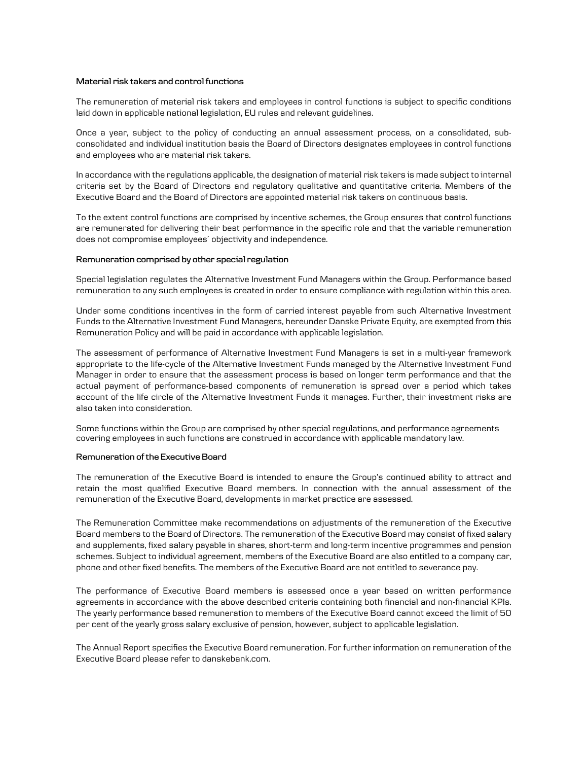### Material risk takers and control functions

The remuneration of material risk takers and employees in control functions is subject to specific conditions laid down in applicable national legislation, EU rules and relevant guidelines.

Once a year, subject to the policy of conducting an annual assessment process, on a consolidated, sub-consolidated and individual institution basis the Board of Directors designates employees in control functions and employees who are material risk takers.

In accordance with the regulations applicable, the designation of material risk takers is made subject to internal criteria set by the Board of Directors and regulatory qualitative and quantitative criteria. Members of the Executive Board and the Board of Directors are appointed material risk takers on continuous basis.

To the extent control functions are comprised by incentive schemes, the Group ensures that control functions are remunerated for delivering their best performance in the specific role and that the variable remuneration does not compromise employees´ objectivity and independence.

### Remuneration comprised by other special regulation

Special legislation regulates the Alternative Investment Fund Managers within the Group. Performance based remuneration to any such employees is created in order to ensure compliance with regulation within this area.

Under some conditions incentives in the form of carried interest payable from such Alternative Investment Funds to the Alternative Investment Fund Managers, hereunder Danske Private Equity, are exempted from this Remuneration Policy and will be paid in accordance with applicable legislation.

The assessment of performance of Alternative Investment Fund Managers is set in a multi-year framework appropriate to the life-cycle of the Alternative Investment Funds managed by the Alternative Investment Fund Manager in order to ensure that the assessment process is based on longer term performance and that the actual payment of performance-based components of remuneration is spread over a period which takes account of the life circle of the Alternative Investment Funds it manages. Further, their investment risks are also taken into consideration.

Some functions within the Group are comprised by other special regulations, and performance agreements covering employees in such functions are construed in accordance with applicable mandatory law.

### Remuneration of the Executive Board

The remuneration of the Executive Board is intended to ensure the Group's continued ability to attract and retain the most qualified Executive Board members. In connection with the annual assessment of the remuneration of the Executive Board, developments in market practice are assessed.

The Remuneration Committee make recommendations on adjustments of the remuneration of the Executive Board members to the Board of Directors. The remuneration of the Executive Board may consist of fixed salary and supplements, fixed salary payable in shares, short-term and long-term incentive programmes and pension schemes. Subject to individual agreement, members of the Executive Board are also entitled to a company car, phone and other fixed benefits. The members of the Executive Board are not entitled to severance pay.

The performance of Executive Board members is assessed once a year based on written performance agreements in accordance with the above described criteria containing both financial and non-financial KPIs. The yearly performance based remuneration to members of the Executive Board cannot exceed the limit of 50 per cent of the yearly gross salary exclusive of pension, however, subject to applicable legislation.

The Annual Report specifies the Executive Board remuneration. For further information on remuneration of the Executive Board please refer to danskebank.com.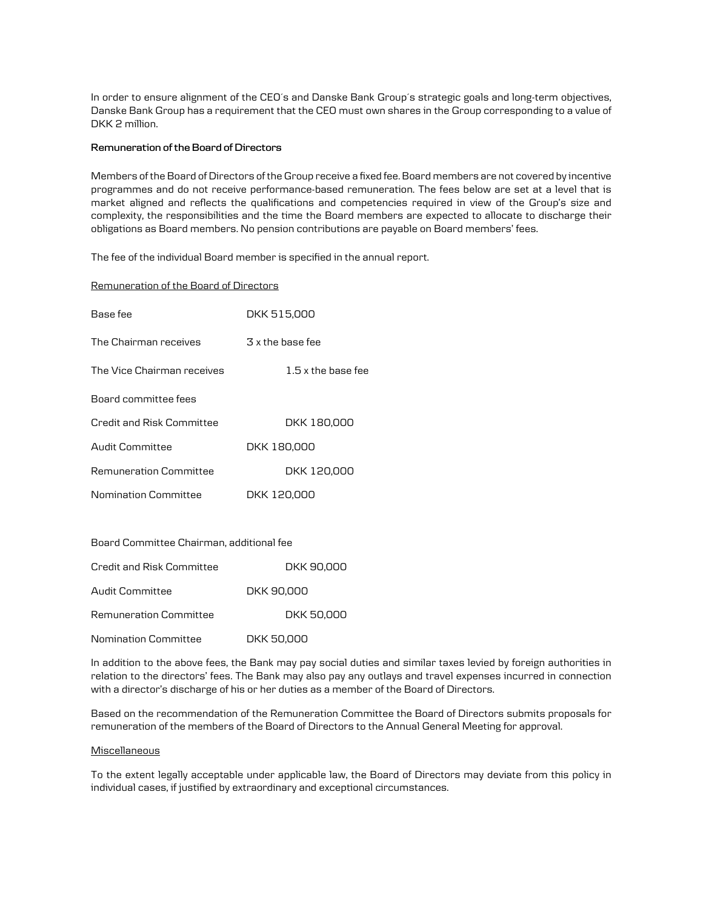In order to ensure alignment of the CEO´s and Danske Bank Group´s strategic goals and long-term objectives, Danske Bank Group has a requirement that the CEO must own shares in the Group corresponding to a value of DKK 2 million.

**Remuneration of the Board of Directors**

Members of the Board of Directors of the Group receive a fixed fee. Board members are not covered by incentive programmes and do not receive performance-based remuneration. The fees below are set at a level that is market aligned and reflects the qualifications and competencies required in view of the Group's size and complexity, the responsibilities and the time the Board members are expected to allocate to discharge their obligations as Board members. No pension contributions are payable on Board members' fees.

The fee of the individual Board member is specified in the annual report.

Remuneration of the Board of Directors

| | |
|---|---|
| Base fee | DKK 515,000 |
| The Chairman receives | 3 x the base fee |
| The Vice Chairman receives | 1.5 x the base fee |
| Board committee fees | |
| Credit and Risk Committee | DKK 180,000 |
| Audit Committee | DKK 180,000 |
| Remuneration Committee | DKK 120,000 |
| Nomination Committee | DKK 120,000 |

| Board Committee Chairman, additional fee | |
|---|---|
| Credit and Risk Committee | DKK 90,000 |
| Audit Committee | DKK 90,000 |
| Remuneration Committee | DKK 50,000 |
| Nomination Committee | DKK 50,000 |

In addition to the above fees, the Bank may pay social duties and similar taxes levied by foreign authorities in relation to the directors' fees. The Bank may also pay any outlays and travel expenses incurred in connection with a director's discharge of his or her duties as a member of the Board of Directors.

Based on the recommendation of the Remuneration Committee the Board of Directors submits proposals for remuneration of the members of the Board of Directors to the Annual General Meeting for approval.

Miscellaneous

To the extent legally acceptable under applicable law, the Board of Directors may deviate from this policy in individual cases, if justified by extraordinary and exceptional circumstances.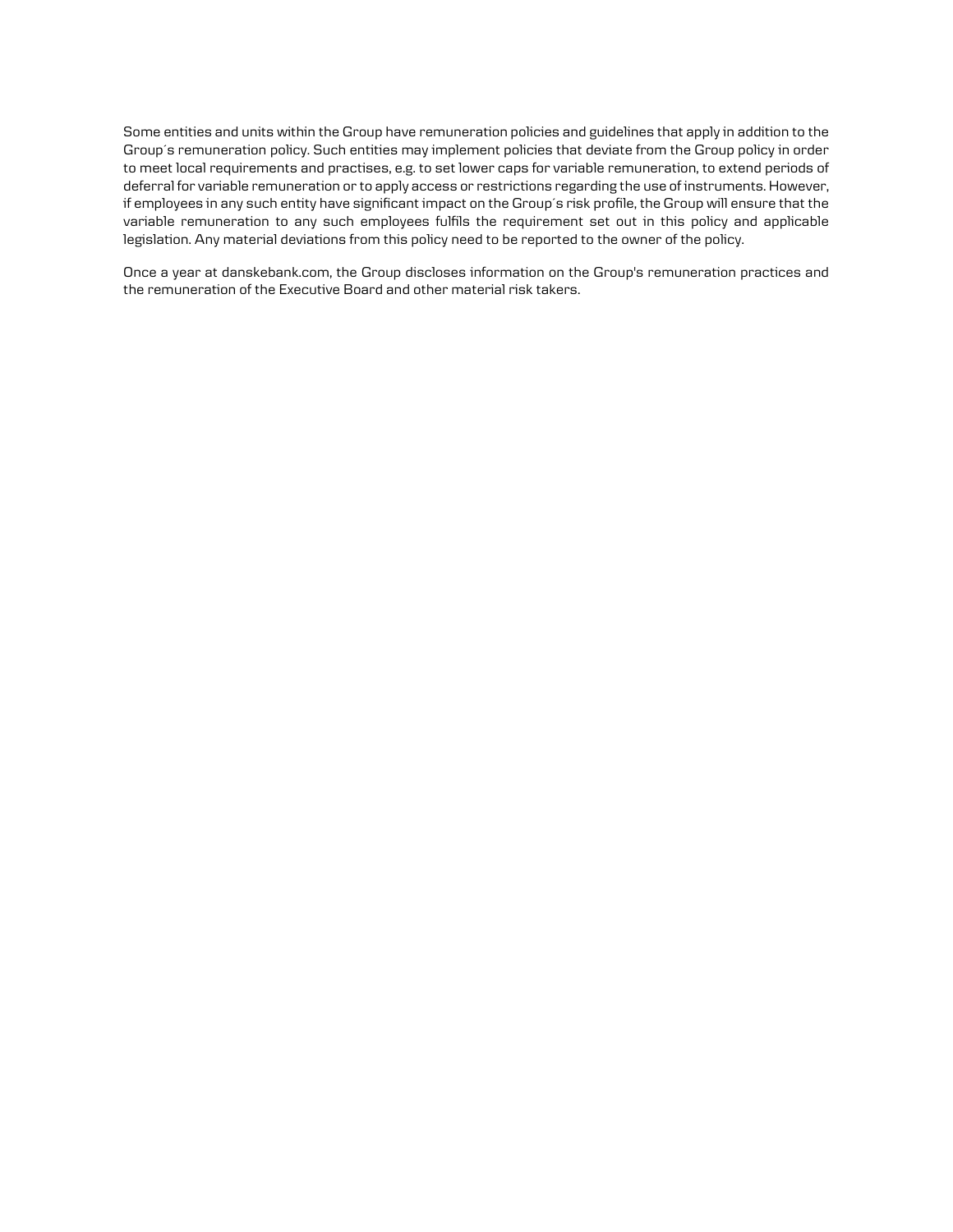Some entities and units within the Group have remuneration policies and guidelines that apply in addition to the Group´s remuneration policy. Such entities may implement policies that deviate from the Group policy in order to meet local requirements and practises, e.g. to set lower caps for variable remuneration, to extend periods of deferral for variable remuneration or to apply access or restrictions regarding the use of instruments. However, if employees in any such entity have significant impact on the Group´s risk profile, the Group will ensure that the variable remuneration to any such employees fulfils the requirement set out in this policy and applicable legislation. Any material deviations from this policy need to be reported to the owner of the policy.

Once a year at danskebank.com, the Group discloses information on the Group's remuneration practices and the remuneration of the Executive Board and other material risk takers.